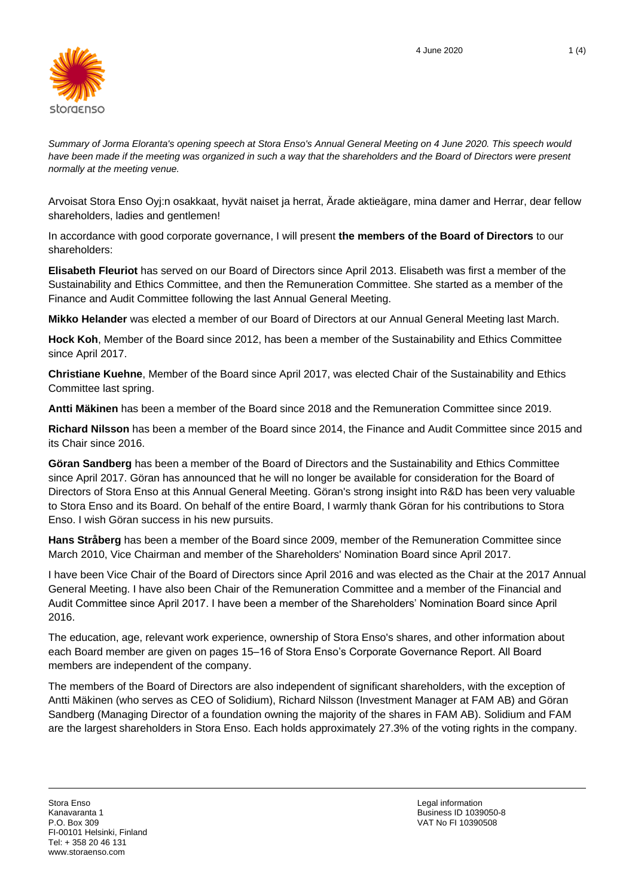*Summary of Jorma Eloranta's opening speech at Stora Enso's Annual General Meeting on 4 June 2020. This speech would have been made if the meeting was organized in such a way that the shareholders and the Board of Directors were present normally at the meeting venue.*

Arvoisat Stora Enso Oyj:n osakkaat, hyvät naiset ja herrat, Ärade aktieägare, mina damer and Herrar, dear fellow shareholders, ladies and gentlemen!

In accordance with good corporate governance, I will present **the members of the Board of Directors** to our shareholders:

**Elisabeth Fleuriot** has served on our Board of Directors since April 2013. Elisabeth was first a member of the Sustainability and Ethics Committee, and then the Remuneration Committee. She started as a member of the Finance and Audit Committee following the last Annual General Meeting.

**Mikko Helander** was elected a member of our Board of Directors at our Annual General Meeting last March.

**Hock Koh**, Member of the Board since 2012, has been a member of the Sustainability and Ethics Committee since April 2017.

**Christiane Kuehne**, Member of the Board since April 2017, was elected Chair of the Sustainability and Ethics Committee last spring.

**Antti Mäkinen** has been a member of the Board since 2018 and the Remuneration Committee since 2019.

**Richard Nilsson** has been a member of the Board since 2014, the Finance and Audit Committee since 2015 and its Chair since 2016.

**Göran Sandberg** has been a member of the Board of Directors and the Sustainability and Ethics Committee since April 2017. Göran has announced that he will no longer be available for consideration for the Board of Directors of Stora Enso at this Annual General Meeting. Göran's strong insight into R&D has been very valuable to Stora Enso and its Board. On behalf of the entire Board, I warmly thank Göran for his contributions to Stora Enso. I wish Göran success in his new pursuits.

**Hans Stråberg** has been a member of the Board since 2009, member of the Remuneration Committee since March 2010, Vice Chairman and member of the Shareholders' Nomination Board since April 2017.

I have been Vice Chair of the Board of Directors since April 2016 and was elected as the Chair at the 2017 Annual General Meeting. I have also been Chair of the Remuneration Committee and a member of the Financial and Audit Committee since April 2017. I have been a member of the Shareholders' Nomination Board since April 2016.

The education, age, relevant work experience, ownership of Stora Enso's shares, and other information about each Board member are given on pages 15–16 of Stora Enso's Corporate Governance Report. All Board members are independent of the company.

The members of the Board of Directors are also independent of significant shareholders, with the exception of Antti Mäkinen (who serves as CEO of Solidium), Richard Nilsson (Investment Manager at FAM AB) and Göran Sandberg (Managing Director of a foundation owning the majority of the shares in FAM AB). Solidium and FAM are the largest shareholders in Stora Enso. Each holds approximately 27.3% of the voting rights in the company.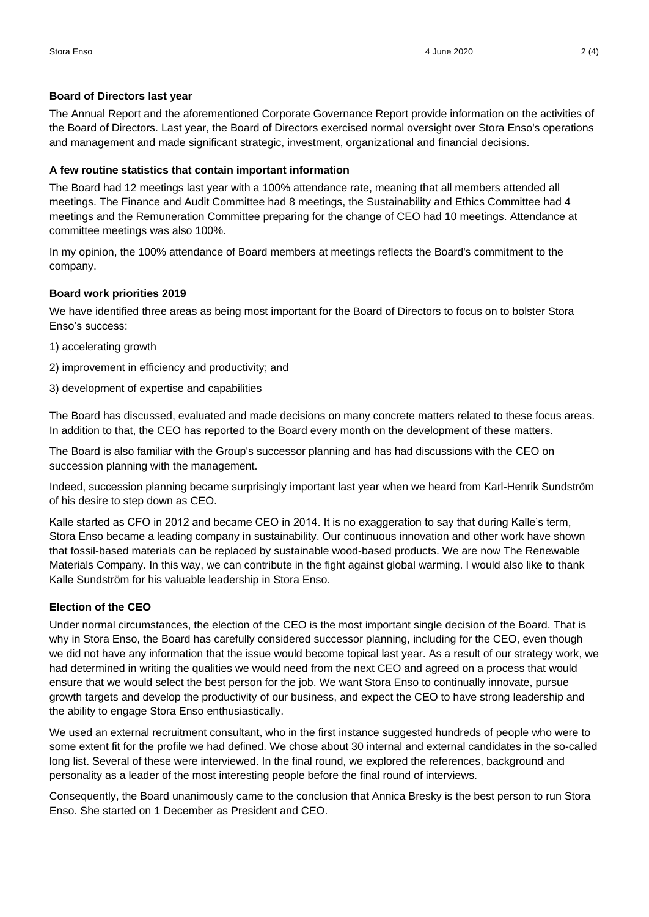**Board of Directors last year**

The Annual Report and the aforementioned Corporate Governance Report provide information on the activities of the Board of Directors. Last year, the Board of Directors exercised normal oversight over Stora Enso's operations and management and made significant strategic, investment, organizational and financial decisions.

**A few routine statistics that contain important information**

The Board had 12 meetings last year with a 100% attendance rate, meaning that all members attended all meetings. The Finance and Audit Committee had 8 meetings, the Sustainability and Ethics Committee had 4 meetings and the Remuneration Committee preparing for the change of CEO had 10 meetings. Attendance at committee meetings was also 100%.

In my opinion, the 100% attendance of Board members at meetings reflects the Board's commitment to the company.

**Board work priorities 2019**

We have identified three areas as being most important for the Board of Directors to focus on to bolster Stora Enso's success:

1) accelerating growth

2) improvement in efficiency and productivity; and

3) development of expertise and capabilities

The Board has discussed, evaluated and made decisions on many concrete matters related to these focus areas. In addition to that, the CEO has reported to the Board every month on the development of these matters.

The Board is also familiar with the Group's successor planning and has had discussions with the CEO on succession planning with the management.

Indeed, succession planning became surprisingly important last year when we heard from Karl-Henrik Sundström of his desire to step down as CEO.

Kalle started as CFO in 2012 and became CEO in 2014. It is no exaggeration to say that during Kalle's term, Stora Enso became a leading company in sustainability. Our continuous innovation and other work have shown that fossil-based materials can be replaced by sustainable wood-based products. We are now The Renewable Materials Company. In this way, we can contribute in the fight against global warming. I would also like to thank Kalle Sundström for his valuable leadership in Stora Enso.

**Election of the CEO**

Under normal circumstances, the election of the CEO is the most important single decision of the Board. That is why in Stora Enso, the Board has carefully considered successor planning, including for the CEO, even though we did not have any information that the issue would become topical last year. As a result of our strategy work, we had determined in writing the qualities we would need from the next CEO and agreed on a process that would ensure that we would select the best person for the job. We want Stora Enso to continually innovate, pursue growth targets and develop the productivity of our business, and expect the CEO to have strong leadership and the ability to engage Stora Enso enthusiastically.

We used an external recruitment consultant, who in the first instance suggested hundreds of people who were to some extent fit for the profile we had defined. We chose about 30 internal and external candidates in the so-called long list. Several of these were interviewed. In the final round, we explored the references, background and personality as a leader of the most interesting people before the final round of interviews.

Consequently, the Board unanimously came to the conclusion that Annica Bresky is the best person to run Stora Enso. She started on 1 December as President and CEO.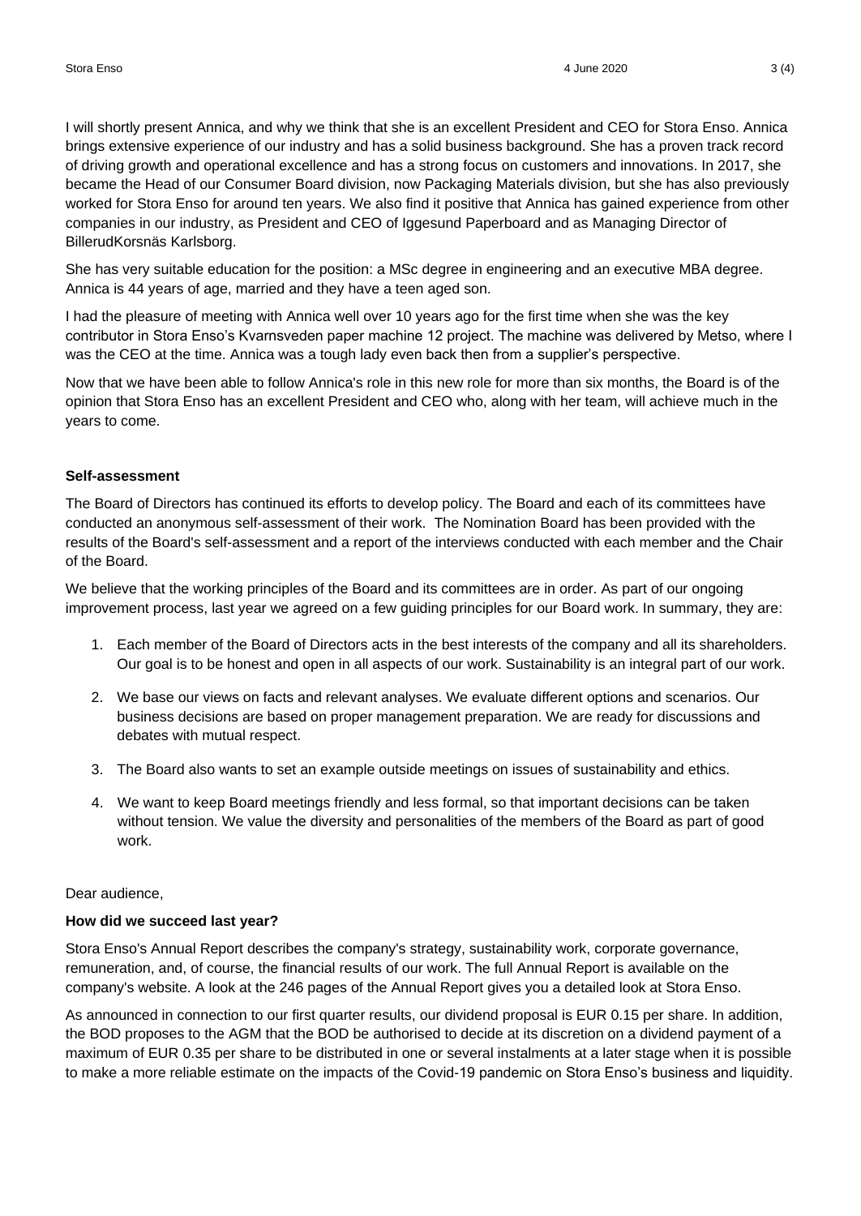I will shortly present Annica, and why we think that she is an excellent President and CEO for Stora Enso. Annica brings extensive experience of our industry and has a solid business background. She has a proven track record of driving growth and operational excellence and has a strong focus on customers and innovations. In 2017, she became the Head of our Consumer Board division, now Packaging Materials division, but she has also previously worked for Stora Enso for around ten years. We also find it positive that Annica has gained experience from other companies in our industry, as President and CEO of Iggesund Paperboard and as Managing Director of BillerudKorsnäs Karlsborg.

She has very suitable education for the position: a MSc degree in engineering and an executive MBA degree. Annica is 44 years of age, married and they have a teen aged son.

I had the pleasure of meeting with Annica well over 10 years ago for the first time when she was the key contributor in Stora Enso's Kvarnsveden paper machine 12 project. The machine was delivered by Metso, where I was the CEO at the time. Annica was a tough lady even back then from a supplier's perspective.

Now that we have been able to follow Annica's role in this new role for more than six months, the Board is of the opinion that Stora Enso has an excellent President and CEO who, along with her team, will achieve much in the years to come.

**Self-assessment**

The Board of Directors has continued its efforts to develop policy. The Board and each of its committees have conducted an anonymous self-assessment of their work. The Nomination Board has been provided with the results of the Board's self-assessment and a report of the interviews conducted with each member and the Chair of the Board.

We believe that the working principles of the Board and its committees are in order. As part of our ongoing improvement process, last year we agreed on a few guiding principles for our Board work. In summary, they are:

1. Each member of the Board of Directors acts in the best interests of the company and all its shareholders. Our goal is to be honest and open in all aspects of our work. Sustainability is an integral part of our work.
2. We base our views on facts and relevant analyses. We evaluate different options and scenarios. Our business decisions are based on proper management preparation. We are ready for discussions and debates with mutual respect.
3. The Board also wants to set an example outside meetings on issues of sustainability and ethics.
4. We want to keep Board meetings friendly and less formal, so that important decisions can be taken without tension. We value the diversity and personalities of the members of the Board as part of good work.

Dear audience,

**How did we succeed last year?**

Stora Enso's Annual Report describes the company's strategy, sustainability work, corporate governance, remuneration, and, of course, the financial results of our work. The full Annual Report is available on the company's website. A look at the 246 pages of the Annual Report gives you a detailed look at Stora Enso.

As announced in connection to our first quarter results, our dividend proposal is EUR 0.15 per share. In addition, the BOD proposes to the AGM that the BOD be authorised to decide at its discretion on a dividend payment of a maximum of EUR 0.35 per share to be distributed in one or several instalments at a later stage when it is possible to make a more reliable estimate on the impacts of the Covid-19 pandemic on Stora Enso's business and liquidity.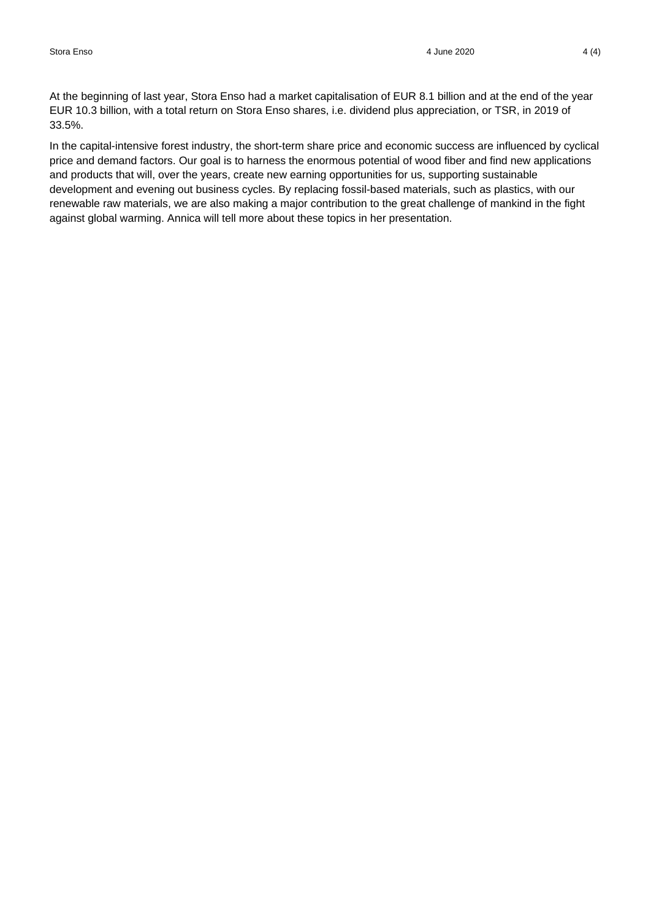At the beginning of last year, Stora Enso had a market capitalisation of EUR 8.1 billion and at the end of the year EUR 10.3 billion, with a total return on Stora Enso shares, i.e. dividend plus appreciation, or TSR, in 2019 of 33.5%.

In the capital-intensive forest industry, the short-term share price and economic success are influenced by cyclical price and demand factors. Our goal is to harness the enormous potential of wood fiber and find new applications and products that will, over the years, create new earning opportunities for us, supporting sustainable development and evening out business cycles. By replacing fossil-based materials, such as plastics, with our renewable raw materials, we are also making a major contribution to the great challenge of mankind in the fight against global warming. Annica will tell more about these topics in her presentation.